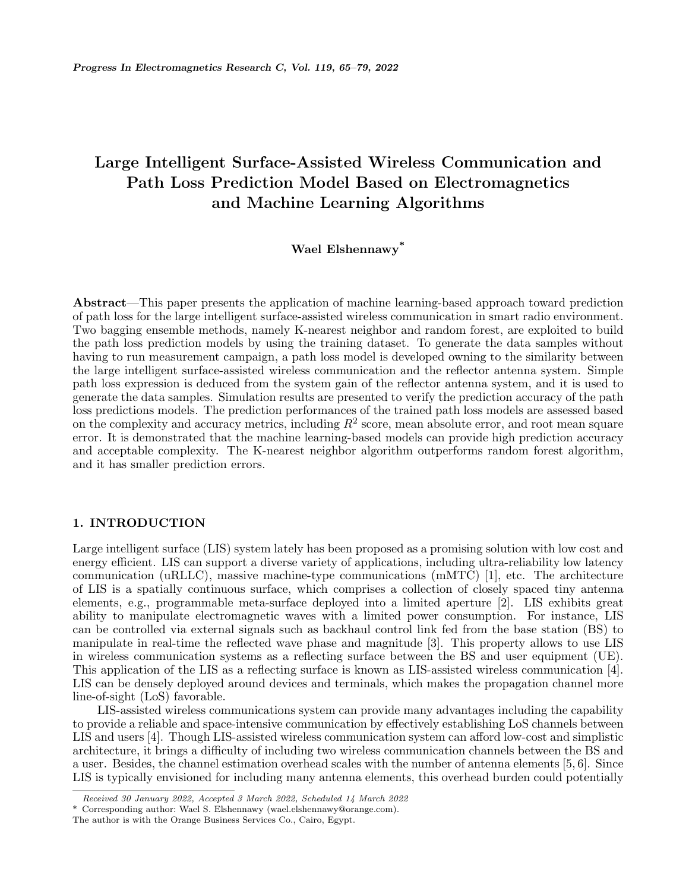# Large Intelligent Surface-Assisted Wireless Communication and Path Loss Prediction Model Based on Electromagnetics and Machine Learning Algorithms

**Wael Elshennawy***

**Abstract**—This paper presents the application of machine learning-based approach toward prediction of path loss for the large intelligent surface-assisted wireless communication in smart radio environment. Two bagging ensemble methods, namely K-nearest neighbor and random forest, are exploited to build the path loss prediction models by using the training dataset. To generate the data samples without having to run measurement campaign, a path loss model is developed owning to the similarity between the large intelligent surface-assisted wireless communication and the reflector antenna system. Simple path loss expression is deduced from the system gain of the reflector antenna system, and it is used to generate the data samples. Simulation results are presented to verify the prediction accuracy of the path loss predictions models. The prediction performances of the trained path loss models are assessed based on the complexity and accuracy metrics, including $R^2$ score, mean absolute error, and root mean square error. It is demonstrated that the machine learning-based models can provide high prediction accuracy and acceptable complexity. The K-nearest neighbor algorithm outperforms random forest algorithm, and it has smaller prediction errors.

## 1. INTRODUCTION

Large intelligent surface (LIS) system lately has been proposed as a promising solution with low cost and energy efficient. LIS can support a diverse variety of applications, including ultra-reliability low latency communication (uRLLC), massive machine-type communications (mMTC) [1], etc. The architecture of LIS is a spatially continuous surface, which comprises a collection of closely spaced tiny antenna elements, e.g., programmable meta-surface deployed into a limited aperture [2]. LIS exhibits great ability to manipulate electromagnetic waves with a limited power consumption. For instance, LIS can be controlled via external signals such as backhaul control link fed from the base station (BS) to manipulate in real-time the reflected wave phase and magnitude [3]. This property allows to use LIS in wireless communication systems as a reflecting surface between the BS and user equipment (UE). This application of the LIS as a reflecting surface is known as LIS-assisted wireless communication [4]. LIS can be densely deployed around devices and terminals, which makes the propagation channel more line-of-sight (LoS) favorable.

LIS-assisted wireless communications system can provide many advantages including the capability to provide a reliable and space-intensive communication by effectively establishing LoS channels between LIS and users [4]. Though LIS-assisted wireless communication system can afford low-cost and simplistic architecture, it brings a difficulty of including two wireless communication channels between the BS and a user. Besides, the channel estimation overhead scales with the number of antenna elements [5, 6]. Since LIS is typically envisioned for including many antenna elements, this overhead burden could potentially

*Received 30 January 2022, Accepted 3 March 2022, Scheduled 14 March 2022*

\* Corresponding author: Wael S. Elshennawy (wael.elshennawy@orange.com).

The author is with the Orange Business Services Co., Cairo, Egypt.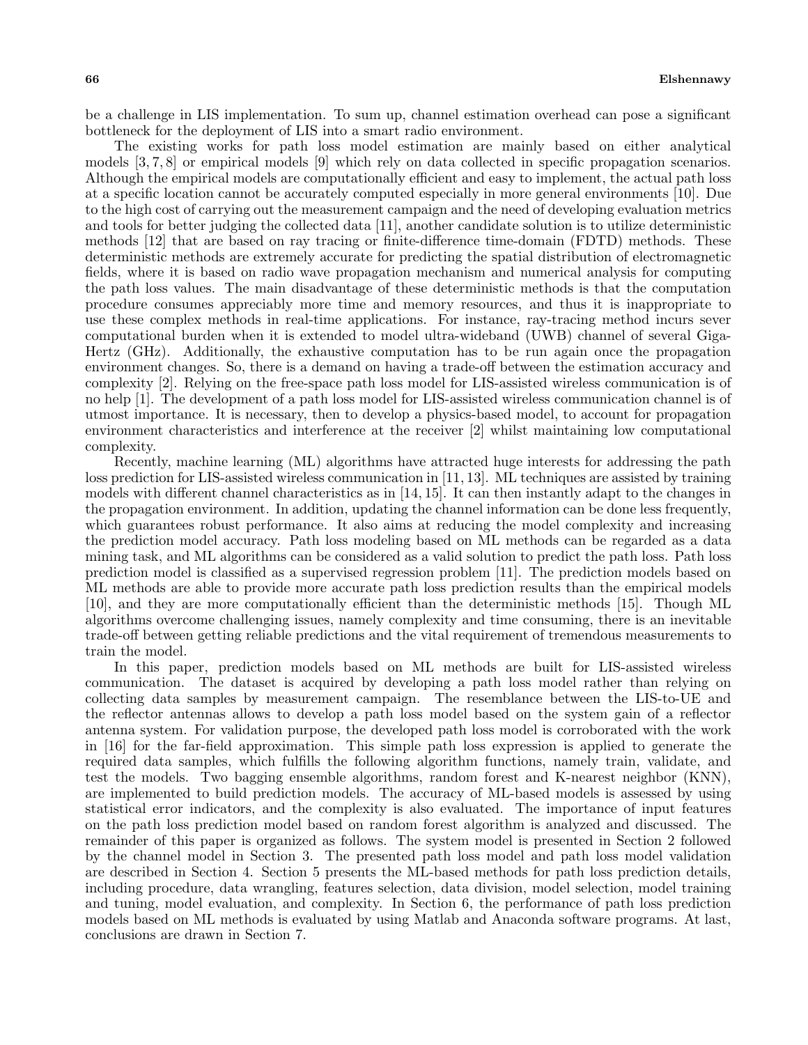be a challenge in LIS implementation. To sum up, channel estimation overhead can pose a significant bottleneck for the deployment of LIS into a smart radio environment.

The existing works for path loss model estimation are mainly based on either analytical models [3, 7, 8] or empirical models [9] which rely on data collected in specific propagation scenarios. Although the empirical models are computationally efficient and easy to implement, the actual path loss at a specific location cannot be accurately computed especially in more general environments [10]. Due to the high cost of carrying out the measurement campaign and the need of developing evaluation metrics and tools for better judging the collected data [11], another candidate solution is to utilize deterministic methods [12] that are based on ray tracing or finite-difference time-domain (FDTD) methods. These deterministic methods are extremely accurate for predicting the spatial distribution of electromagnetic fields, where it is based on radio wave propagation mechanism and numerical analysis for computing the path loss values. The main disadvantage of these deterministic methods is that the computation procedure consumes appreciably more time and memory resources, and thus it is inappropriate to use these complex methods in real-time applications. For instance, ray-tracing method incurs sever computational burden when it is extended to model ultra-wideband (UWB) channel of several Giga-Hertz (GHz). Additionally, the exhaustive computation has to be run again once the propagation environment changes. So, there is a demand on having a trade-off between the estimation accuracy and complexity [2]. Relying on the free-space path loss model for LIS-assisted wireless communication is of no help [1]. The development of a path loss model for LIS-assisted wireless communication channel is of utmost importance. It is necessary, then to develop a physics-based model, to account for propagation environment characteristics and interference at the receiver [2] whilst maintaining low computational complexity.

Recently, machine learning (ML) algorithms have attracted huge interests for addressing the path loss prediction for LIS-assisted wireless communication in [11, 13]. ML techniques are assisted by training models with different channel characteristics as in [14, 15]. It can then instantly adapt to the changes in the propagation environment. In addition, updating the channel information can be done less frequently, which guarantees robust performance. It also aims at reducing the model complexity and increasing the prediction model accuracy. Path loss modeling based on ML methods can be regarded as a data mining task, and ML algorithms can be considered as a valid solution to predict the path loss. Path loss prediction model is classified as a supervised regression problem [11]. The prediction models based on ML methods are able to provide more accurate path loss prediction results than the empirical models [10], and they are more computationally efficient than the deterministic methods [15]. Though ML algorithms overcome challenging issues, namely complexity and time consuming, there is an inevitable trade-off between getting reliable predictions and the vital requirement of tremendous measurements to train the model.

In this paper, prediction models based on ML methods are built for LIS-assisted wireless communication. The dataset is acquired by developing a path loss model rather than relying on collecting data samples by measurement campaign. The resemblance between the LIS-to-UE and the reflector antennas allows to develop a path loss model based on the system gain of a reflector antenna system. For validation purpose, the developed path loss model is corroborated with the work in [16] for the far-field approximation. This simple path loss expression is applied to generate the required data samples, which fulfills the following algorithm functions, namely train, validate, and test the models. Two bagging ensemble algorithms, random forest and K-nearest neighbor (KNN), are implemented to build prediction models. The accuracy of ML-based models is assessed by using statistical error indicators, and the complexity is also evaluated. The importance of input features on the path loss prediction model based on random forest algorithm is analyzed and discussed. The remainder of this paper is organized as follows. The system model is presented in Section 2 followed by the channel model in Section 3. The presented path loss model and path loss model validation are described in Section 4. Section 5 presents the ML-based methods for path loss prediction details, including procedure, data wrangling, features selection, data division, model selection, model training and tuning, model evaluation, and complexity. In Section 6, the performance of path loss prediction models based on ML methods is evaluated by using Matlab and Anaconda software programs. At last, conclusions are drawn in Section 7.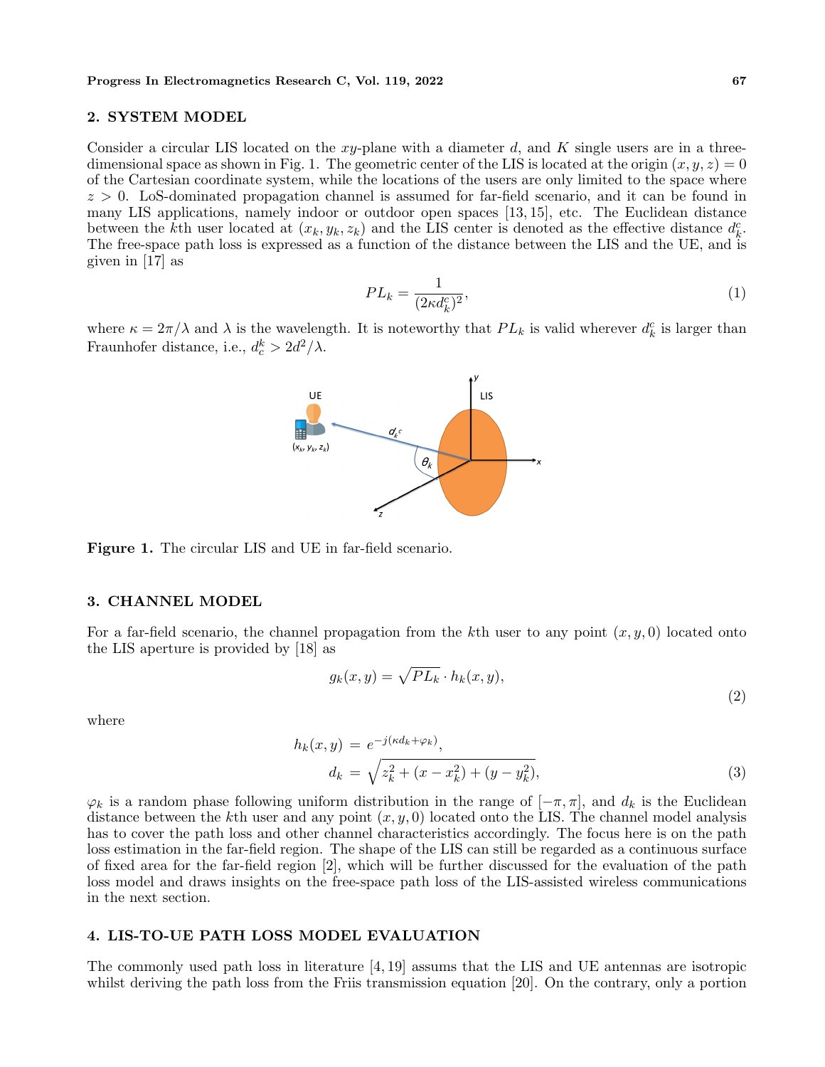## 2. SYSTEM MODEL

Consider a circular LIS located on the $xy$-plane with a diameter $d$, and $K$ single users are in a three-dimensional space as shown in Fig. 1. The geometric center of the LIS is located at the origin $(x, y, z) = 0$ of the Cartesian coordinate system, while the locations of the users are only limited to the space where $z > 0$. LoS-dominated propagation channel is assumed for far-field scenario, and it can be found in many LIS applications, namely indoor or outdoor open spaces [13, 15], etc. The Euclidean distance between the $k$th user located at $(x_k, y_k, z_k)$ and the LIS center is denoted as the effective distance $d_k^c$. The free-space path loss is expressed as a function of the distance between the LIS and the UE, and is given in [17] as

$$PL_k = \frac{1}{(2\kappa d_k^c)^2}, \tag{1}$$

where $\kappa = 2\pi/\lambda$ and $\lambda$ is the wavelength. It is noteworthy that $PL_k$ is valid wherever $d_k^c$ is larger than Fraunhofer distance, i.e., $d_c^k > 2d^2/\lambda$.

**Figure 1.** The circular LIS and UE in far-field scenario.

## 3. CHANNEL MODEL

For a far-field scenario, the channel propagation from the $k$th user to any point $(x, y, 0)$ located onto the LIS aperture is provided by [18] as

$$g_k(x, y) = \sqrt{PL_k} \cdot h_k(x, y), \tag{2}$$

where

$$\begin{aligned} h_k(x, y) &= e^{-j(\kappa d_k + \varphi_k)}, \\ d_k &= \sqrt{z_k^2 + (x - x_k^2) + (y - y_k^2)}, \end{aligned} \tag{3}$$

$\varphi_k$ is a random phase following uniform distribution in the range of $[-\pi, \pi]$, and $d_k$ is the Euclidean distance between the $k$th user and any point $(x, y, 0)$ located onto the LIS. The channel model analysis has to cover the path loss and other channel characteristics accordingly. The focus here is on the path loss estimation in the far-field region. The shape of the LIS can still be regarded as a continuous surface of fixed area for the far-field region [2], which will be further discussed for the evaluation of the path loss model and draws insights on the free-space path loss of the LIS-assisted wireless communications in the next section.

## 4. LIS-TO-UE PATH LOSS MODEL EVALUATION

The commonly used path loss in literature [4, 19] assums that the LIS and UE antennas are isotropic whilst deriving the path loss from the Friis transmission equation [20]. On the contrary, only a portion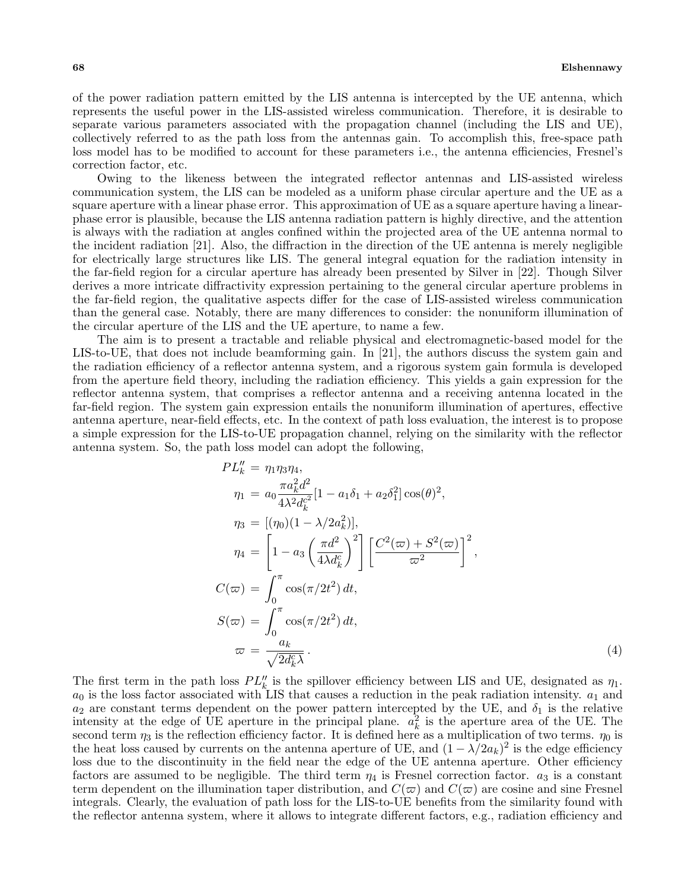of the power radiation pattern emitted by the LIS antenna is intercepted by the UE antenna, which represents the useful power in the LIS-assisted wireless communication. Therefore, it is desirable to separate various parameters associated with the propagation channel (including the LIS and UE), collectively referred to as the path loss from the antennas gain. To accomplish this, free-space path loss model has to be modified to account for these parameters i.e., the antenna efficiencies, Fresnel's correction factor, etc.

Owing to the likeness between the integrated reflector antennas and LIS-assisted wireless communication system, the LIS can be modeled as a uniform phase circular aperture and the UE as a square aperture with a linear phase error. This approximation of UE as a square aperture having a linear-phase error is plausible, because the LIS antenna radiation pattern is highly directive, and the attention is always with the radiation at angles confined within the projected area of the UE antenna normal to the incident radiation [21]. Also, the diffraction in the direction of the UE antenna is merely negligible for electrically large structures like LIS. The general integral equation for the radiation intensity in the far-field region for a circular aperture has already been presented by Silver in [22]. Though Silver derives a more intricate diffractivity expression pertaining to the general circular aperture problems in the far-field region, the qualitative aspects differ for the case of LIS-assisted wireless communication than the general case. Notably, there are many differences to consider: the nonuniform illumination of the circular aperture of the LIS and the UE aperture, to name a few.

The aim is to present a tractable and reliable physical and electromagnetic-based model for the LIS-to-UE, that does not include beamforming gain. In [21], the authors discuss the system gain and the radiation efficiency of a reflector antenna system, and a rigorous system gain formula is developed from the aperture field theory, including the radiation efficiency. This yields a gain expression for the reflector antenna system, that comprises a reflector antenna and a receiving antenna located in the far-field region. The system gain expression entails the nonuniform illumination of apertures, effective antenna aperture, near-field effects, etc. In the context of path loss evaluation, the interest is to propose a simple expression for the LIS-to-UE propagation channel, relying on the similarity with the reflector antenna system. So, the path loss model can adopt the following,

$$
\begin{aligned}
PL_k'' &= \eta_1\eta_3\eta_4, \\
\eta_1 &= a_0 \frac{\pi a_k^2 d^2}{4\lambda^2 d_k^{c^2}} [1 - a_1\delta_1 + a_2\delta_1^2] \cos(\theta)^2, \\
\eta_3 &= [(\eta_0)(1 - \lambda/2a_k^2)], \\
\eta_4 &= \left[1 - a_3\left(\frac{\pi d^2}{4\lambda d_k^c}\right)^2\right] \left[\frac{C^2(\varpi) + S^2(\varpi)}{\varpi^2}\right]^2, \\
C(\varpi) &= \int_0^{\pi} \cos(\pi/2t^2)\, dt, \\
S(\varpi) &= \int_0^{\pi} \cos(\pi/2t^2)\, dt, \\
\varpi &= \frac{a_k}{\sqrt{2d_k^c\lambda}}.
\end{aligned} \tag{4}
$$

The first term in the path loss $PL_k''$ is the spillover efficiency between LIS and UE, designated as $\eta_1$. $a_0$ is the loss factor associated with LIS that causes a reduction in the peak radiation intensity. $a_1$ and $a_2$ are constant terms dependent on the power pattern intercepted by the UE, and $\delta_1$ is the relative intensity at the edge of UE aperture in the principal plane. $a_k^2$ is the aperture area of the UE. The second term $\eta_3$ is the reflection efficiency factor. It is defined here as a multiplication of two terms. $\eta_0$ is the heat loss caused by currents on the antenna aperture of UE, and $(1 - \lambda/2a_k)^2$ is the edge efficiency loss due to the discontinuity in the field near the edge of the UE antenna aperture. Other efficiency factors are assumed to be negligible. The third term $\eta_4$ is Fresnel correction factor. $a_3$ is a constant term dependent on the illumination taper distribution, and $C(\varpi)$ and $C(\varpi)$ are cosine and sine Fresnel integrals. Clearly, the evaluation of path loss for the LIS-to-UE benefits from the similarity found with the reflector antenna system, where it allows to integrate different factors, e.g., radiation efficiency and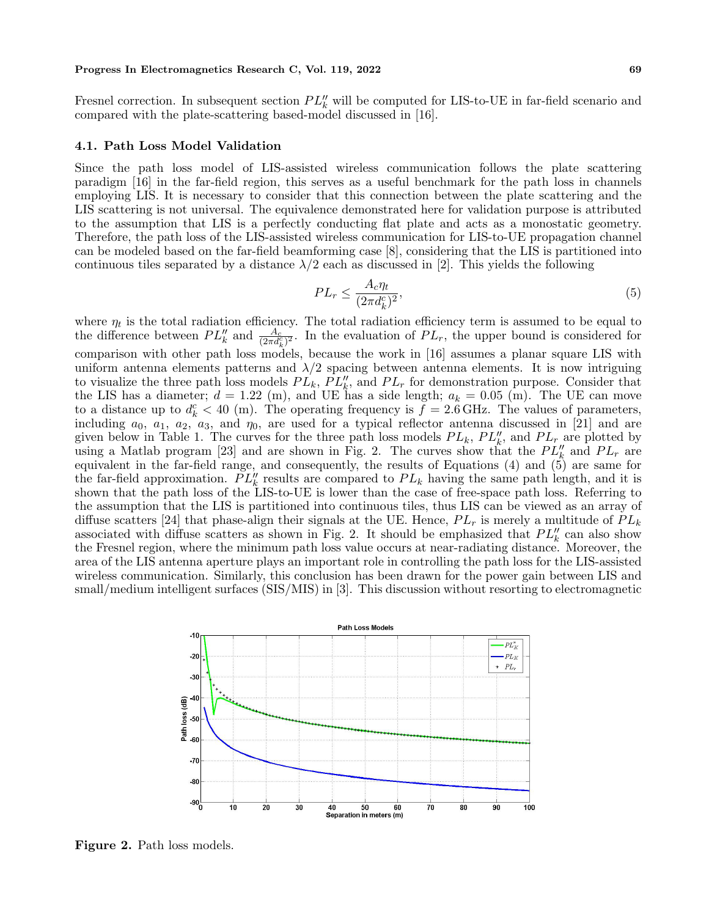Fresnel correction. In subsequent section $PL''_k$ will be computed for LIS-to-UE in far-field scenario and compared with the plate-scattering based-model discussed in [16].

### 4.1. Path Loss Model Validation

Since the path loss model of LIS-assisted wireless communication follows the plate scattering paradigm [16] in the far-field region, this serves as a useful benchmark for the path loss in channels employing LIS. It is necessary to consider that this connection between the plate scattering and the LIS scattering is not universal. The equivalence demonstrated here for validation purpose is attributed to the assumption that LIS is a perfectly conducting flat plate and acts as a monostatic geometry. Therefore, the path loss of the LIS-assisted wireless communication for LIS-to-UE propagation channel can be modeled based on the far-field beamforming case [8], considering that the LIS is partitioned into continuous tiles separated by a distance $\lambda/2$ each as discussed in [2]. This yields the following

$$PL_r \leq \frac{A_c \eta_t}{(2\pi d_k^c)^2}, \tag{5}$$

where $\eta_t$ is the total radiation efficiency. The total radiation efficiency term is assumed to be equal to the difference between $PL''_k$ and $\frac{A_c}{(2\pi d_k^c)^2}$. In the evaluation of $PL_r$, the upper bound is considered for comparison with other path loss models, because the work in [16] assumes a planar square LIS with uniform antenna elements patterns and $\lambda/2$ spacing between antenna elements. It is now intriguing to visualize the three path loss models $PL_k$, $PL''_k$, and $PL_r$ for demonstration purpose. Consider that the LIS has a diameter; $d = 1.22$ (m), and UE has a side length; $a_k = 0.05$ (m). The UE can move to a distance up to $d_k^c < 40$ (m). The operating frequency is $f = 2.6\,\text{GHz}$. The values of parameters, including $a_0$, $a_1$, $a_2$, $a_3$, and $\eta_0$, are used for a typical reflector antenna discussed in [21] and are given below in Table 1. The curves for the three path loss models $PL_k$, $PL''_k$, and $PL_r$ are plotted by using a Matlab program [23] and are shown in Fig. 2. The curves show that the $PL''_k$ and $PL_r$ are equivalent in the far-field range, and consequently, the results of Equations (4) and (5) are same for the far-field approximation. $PL''_k$ results are compared to $PL_k$ having the same path length, and it is shown that the path loss of the LIS-to-UE is lower than the case of free-space path loss. Referring to the assumption that the LIS is partitioned into continuous tiles, thus LIS can be viewed as an array of diffuse scatters [24] that phase-align their signals at the UE. Hence, $PL_r$ is merely a multitude of $PL_k$ associated with diffuse scatters as shown in Fig. 2. It should be emphasized that $PL''_k$ can also show the Fresnel region, where the minimum path loss value occurs at near-radiating distance. Moreover, the area of the LIS antenna aperture plays an important role in controlling the path loss for the LIS-assisted wireless communication. Similarly, this conclusion has been drawn for the power gain between LIS and small/medium intelligent surfaces (SIS/MIS) in [3]. This discussion without resorting to electromagnetic

**Figure 2.** Path loss models.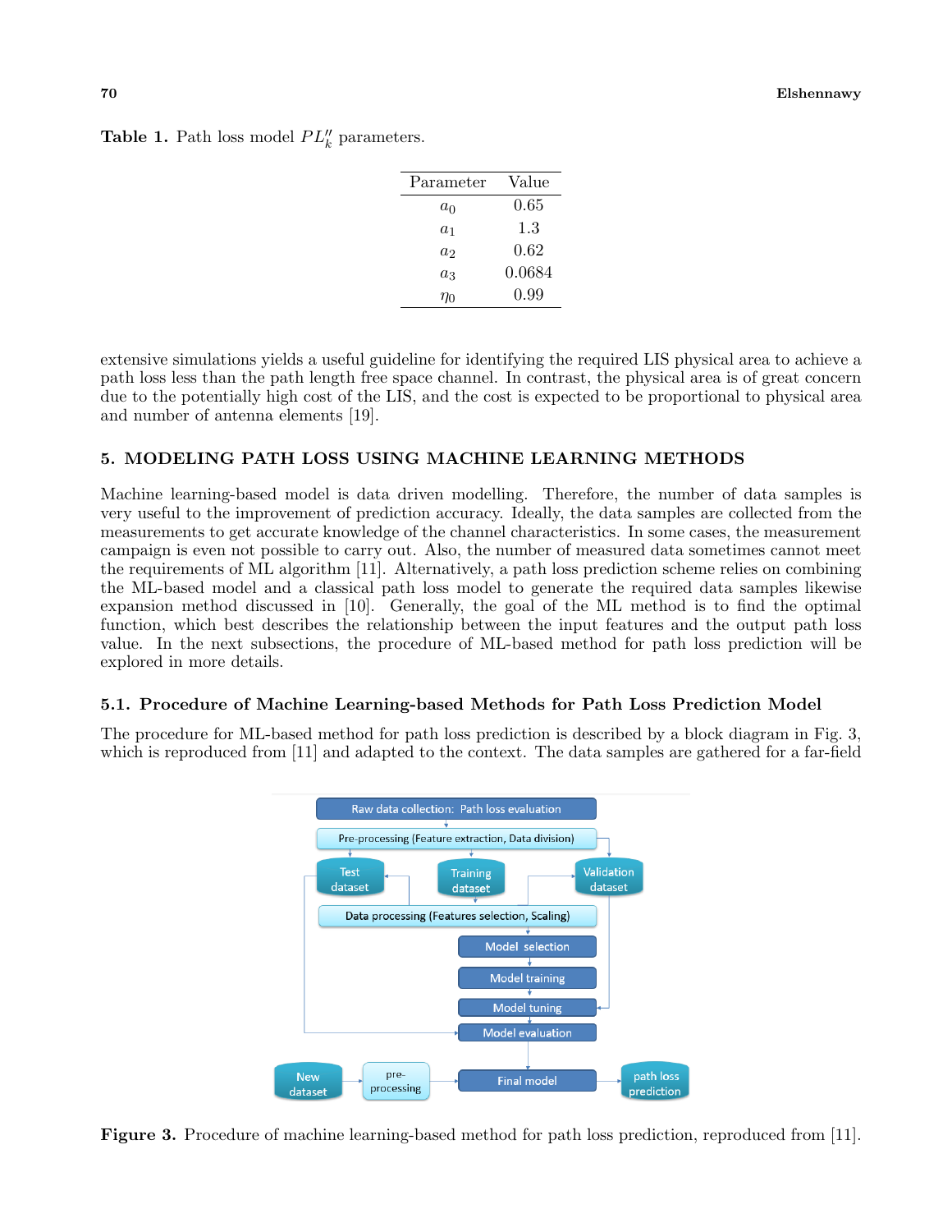Table 1. Path loss model $PL''_k$ parameters.

| Parameter | Value |
|---|---|
| $a_0$ | 0.65 |
| $a_1$ | 1.3 |
| $a_2$ | 0.62 |
| $a_3$ | 0.0684 |
| $\eta_0$ | 0.99 |

extensive simulations yields a useful guideline for identifying the required LIS physical area to achieve a path loss less than the path length free space channel. In contrast, the physical area is of great concern due to the potentially high cost of the LIS, and the cost is expected to be proportional to physical area and number of antenna elements [19].

## 5. MODELING PATH LOSS USING MACHINE LEARNING METHODS

Machine learning-based model is data driven modelling. Therefore, the number of data samples is very useful to the improvement of prediction accuracy. Ideally, the data samples are collected from the measurements to get accurate knowledge of the channel characteristics. In some cases, the measurement campaign is even not possible to carry out. Also, the number of measured data sometimes cannot meet the requirements of ML algorithm [11]. Alternatively, a path loss prediction scheme relies on combining the ML-based model and a classical path loss model to generate the required data samples likewise expansion method discussed in [10]. Generally, the goal of the ML method is to find the optimal function, which best describes the relationship between the input features and the output path loss value. In the next subsections, the procedure of ML-based method for path loss prediction will be explored in more details.

### 5.1. Procedure of Machine Learning-based Methods for Path Loss Prediction Model

The procedure for ML-based method for path loss prediction is described by a block diagram in Fig. 3, which is reproduced from [11] and adapted to the context. The data samples are gathered for a far-field

Figure 3. Procedure of machine learning-based method for path loss prediction, reproduced from [11].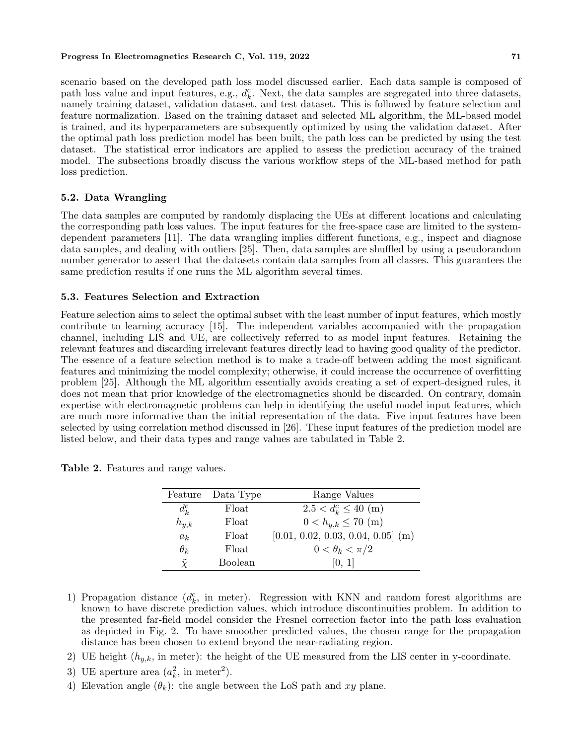scenario based on the developed path loss model discussed earlier. Each data sample is composed of path loss value and input features, e.g., $d_k^c$. Next, the data samples are segregated into three datasets, namely training dataset, validation dataset, and test dataset. This is followed by feature selection and feature normalization. Based on the training dataset and selected ML algorithm, the ML-based model is trained, and its hyperparameters are subsequently optimized by using the validation dataset. After the optimal path loss prediction model has been built, the path loss can be predicted by using the test dataset. The statistical error indicators are applied to assess the prediction accuracy of the trained model. The subsections broadly discuss the various workflow steps of the ML-based method for path loss prediction.

### 5.2. Data Wrangling

The data samples are computed by randomly displacing the UEs at different locations and calculating the corresponding path loss values. The input features for the free-space case are limited to the system-dependent parameters [11]. The data wrangling implies different functions, e.g., inspect and diagnose data samples, and dealing with outliers [25]. Then, data samples are shuffled by using a pseudorandom number generator to assert that the datasets contain data samples from all classes. This guarantees the same prediction results if one runs the ML algorithm several times.

### 5.3. Features Selection and Extraction

Feature selection aims to select the optimal subset with the least number of input features, which mostly contribute to learning accuracy [15]. The independent variables accompanied with the propagation channel, including LIS and UE, are collectively referred to as model input features. Retaining the relevant features and discarding irrelevant features directly lead to having good quality of the predictor. The essence of a feature selection method is to make a trade-off between adding the most significant features and minimizing the model complexity; otherwise, it could increase the occurrence of overfitting problem [25]. Although the ML algorithm essentially avoids creating a set of expert-designed rules, it does not mean that prior knowledge of the electromagnetics should be discarded. On contrary, domain expertise with electromagnetic problems can help in identifying the useful model input features, which are much more informative than the initial representation of the data. Five input features have been selected by using correlation method discussed in [26]. These input features of the prediction model are listed below, and their data types and range values are tabulated in Table 2.

**Table 2.** Features and range values.

| Feature | Data Type | Range Values |
|---|---|---|
| $d_k^c$ | Float | $2.5 < d_k^c \leq 40$ (m) |
| $h_{y,k}$ | Float | $0 < h_{y,k} \leq 70$ (m) |
| $a_k$ | Float | [0.01, 0.02, 0.03, 0.04, 0.05] (m) |
| $\theta_k$ | Float | $0 < \theta_k < \pi/2$ |
| $\tilde{\chi}$ | Boolean | [0, 1] |

1) Propagation distance ($d_k^c$, in meter). Regression with KNN and random forest algorithms are known to have discrete prediction values, which introduce discontinuities problem. In addition to the presented far-field model consider the Fresnel correction factor into the path loss evaluation as depicted in Fig. 2. To have smoother predicted values, the chosen range for the propagation distance has been chosen to extend beyond the near-radiating region.
2) UE height ($h_{y,k}$, in meter): the height of the UE measured from the LIS center in y-coordinate.
3) UE aperture area ($a_k^2$, in meter$^2$).
4) Elevation angle ($\theta_k$): the angle between the LoS path and $xy$ plane.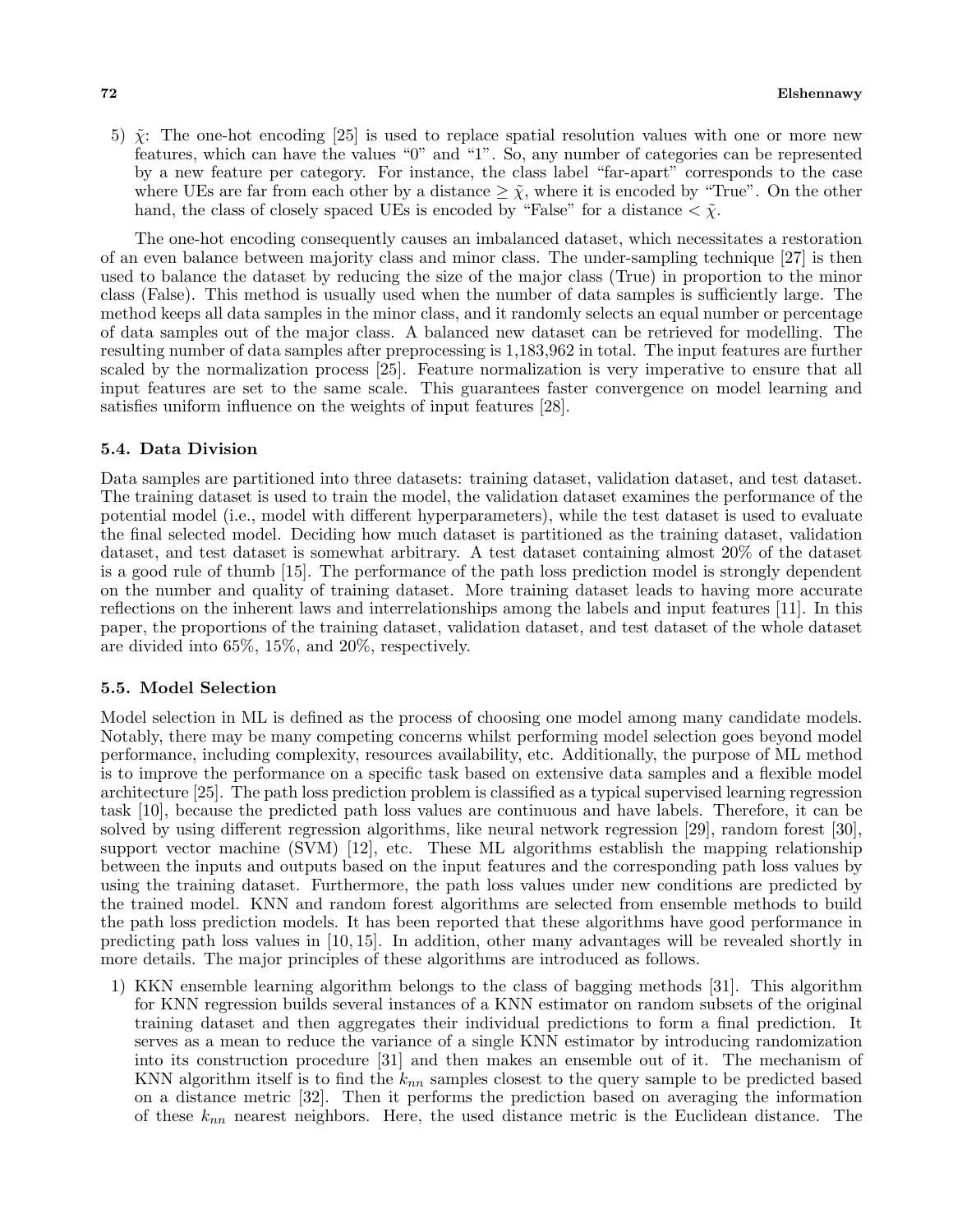5) $\tilde{\chi}$: The one-hot encoding [25] is used to replace spatial resolution values with one or more new features, which can have the values "0" and "1". So, any number of categories can be represented by a new feature per category. For instance, the class label "far-apart" corresponds to the case where UEs are far from each other by a distance $\geq \tilde{\chi}$, where it is encoded by "True". On the other hand, the class of closely spaced UEs is encoded by "False" for a distance $< \tilde{\chi}$.

The one-hot encoding consequently causes an imbalanced dataset, which necessitates a restoration of an even balance between majority class and minor class. The under-sampling technique [27] is then used to balance the dataset by reducing the size of the major class (True) in proportion to the minor class (False). This method is usually used when the number of data samples is sufficiently large. The method keeps all data samples in the minor class, and it randomly selects an equal number or percentage of data samples out of the major class. A balanced new dataset can be retrieved for modelling. The resulting number of data samples after preprocessing is 1,183,962 in total. The input features are further scaled by the normalization process [25]. Feature normalization is very imperative to ensure that all input features are set to the same scale. This guarantees faster convergence on model learning and satisfies uniform influence on the weights of input features [28].

### 5.4. Data Division

Data samples are partitioned into three datasets: training dataset, validation dataset, and test dataset. The training dataset is used to train the model, the validation dataset examines the performance of the potential model (i.e., model with different hyperparameters), while the test dataset is used to evaluate the final selected model. Deciding how much dataset is partitioned as the training dataset, validation dataset, and test dataset is somewhat arbitrary. A test dataset containing almost 20% of the dataset is a good rule of thumb [15]. The performance of the path loss prediction model is strongly dependent on the number and quality of training dataset. More training dataset leads to having more accurate reflections on the inherent laws and interrelationships among the labels and input features [11]. In this paper, the proportions of the training dataset, validation dataset, and test dataset of the whole dataset are divided into 65%, 15%, and 20%, respectively.

### 5.5. Model Selection

Model selection in ML is defined as the process of choosing one model among many candidate models. Notably, there may be many competing concerns whilst performing model selection goes beyond model performance, including complexity, resources availability, etc. Additionally, the purpose of ML method is to improve the performance on a specific task based on extensive data samples and a flexible model architecture [25]. The path loss prediction problem is classified as a typical supervised learning regression task [10], because the predicted path loss values are continuous and have labels. Therefore, it can be solved by using different regression algorithms, like neural network regression [29], random forest [30], support vector machine (SVM) [12], etc. These ML algorithms establish the mapping relationship between the inputs and outputs based on the input features and the corresponding path loss values by using the training dataset. Furthermore, the path loss values under new conditions are predicted by the trained model. KNN and random forest algorithms are selected from ensemble methods to build the path loss prediction models. It has been reported that these algorithms have good performance in predicting path loss values in [10, 15]. In addition, other many advantages will be revealed shortly in more details. The major principles of these algorithms are introduced as follows.

1) KKN ensemble learning algorithm belongs to the class of bagging methods [31]. This algorithm for KNN regression builds several instances of a KNN estimator on random subsets of the original training dataset and then aggregates their individual predictions to form a final prediction. It serves as a mean to reduce the variance of a single KNN estimator by introducing randomization into its construction procedure [31] and then makes an ensemble out of it. The mechanism of KNN algorithm itself is to find the $k_{nn}$ samples closest to the query sample to be predicted based on a distance metric [32]. Then it performs the prediction based on averaging the information of these $k_{nn}$ nearest neighbors. Here, the used distance metric is the Euclidean distance. The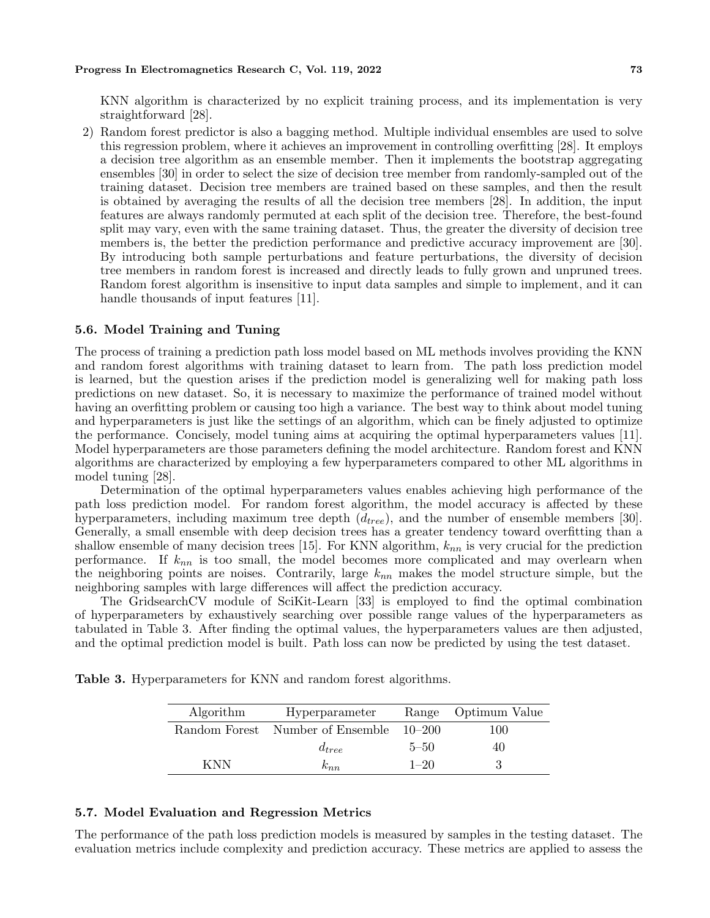KNN algorithm is characterized by no explicit training process, and its implementation is very straightforward [28].

2) Random forest predictor is also a bagging method. Multiple individual ensembles are used to solve this regression problem, where it achieves an improvement in controlling overfitting [28]. It employs a decision tree algorithm as an ensemble member. Then it implements the bootstrap aggregating ensembles [30] in order to select the size of decision tree member from randomly-sampled out of the training dataset. Decision tree members are trained based on these samples, and then the result is obtained by averaging the results of all the decision tree members [28]. In addition, the input features are always randomly permuted at each split of the decision tree. Therefore, the best-found split may vary, even with the same training dataset. Thus, the greater the diversity of decision tree members is, the better the prediction performance and predictive accuracy improvement are [30]. By introducing both sample perturbations and feature perturbations, the diversity of decision tree members in random forest is increased and directly leads to fully grown and unpruned trees. Random forest algorithm is insensitive to input data samples and simple to implement, and it can handle thousands of input features [11].

### 5.6. Model Training and Tuning

The process of training a prediction path loss model based on ML methods involves providing the KNN and random forest algorithms with training dataset to learn from. The path loss prediction model is learned, but the question arises if the prediction model is generalizing well for making path loss predictions on new dataset. So, it is necessary to maximize the performance of trained model without having an overfitting problem or causing too high a variance. The best way to think about model tuning and hyperparameters is just like the settings of an algorithm, which can be finely adjusted to optimize the performance. Concisely, model tuning aims at acquiring the optimal hyperparameters values [11]. Model hyperparameters are those parameters defining the model architecture. Random forest and KNN algorithms are characterized by employing a few hyperparameters compared to other ML algorithms in model tuning [28].

Determination of the optimal hyperparameters values enables achieving high performance of the path loss prediction model. For random forest algorithm, the model accuracy is affected by these hyperparameters, including maximum tree depth ($d_{tree}$), and the number of ensemble members [30]. Generally, a small ensemble with deep decision trees has a greater tendency toward overfitting than a shallow ensemble of many decision trees [15]. For KNN algorithm, $k_{nn}$ is very crucial for the prediction performance. If $k_{nn}$ is too small, the model becomes more complicated and may overlearn when the neighboring points are noises. Contrarily, large $k_{nn}$ makes the model structure simple, but the neighboring samples with large differences will affect the prediction accuracy.

The GridsearchCV module of SciKit-Learn [33] is employed to find the optimal combination of hyperparameters by exhaustively searching over possible range values of the hyperparameters as tabulated in Table 3. After finding the optimal values, the hyperparameters values are then adjusted, and the optimal prediction model is built. Path loss can now be predicted by using the test dataset.

**Table 3.** Hyperparameters for KNN and random forest algorithms.

| Algorithm | Hyperparameter | Range | Optimum Value |
|---|---|---|---|
| Random Forest | Number of Ensemble | 10–200 | 100 |
| | $d_{tree}$ | 5–50 | 40 |
| KNN | $k_{nn}$ | 1–20 | 3 |

### 5.7. Model Evaluation and Regression Metrics

The performance of the path loss prediction models is measured by samples in the testing dataset. The evaluation metrics include complexity and prediction accuracy. These metrics are applied to assess the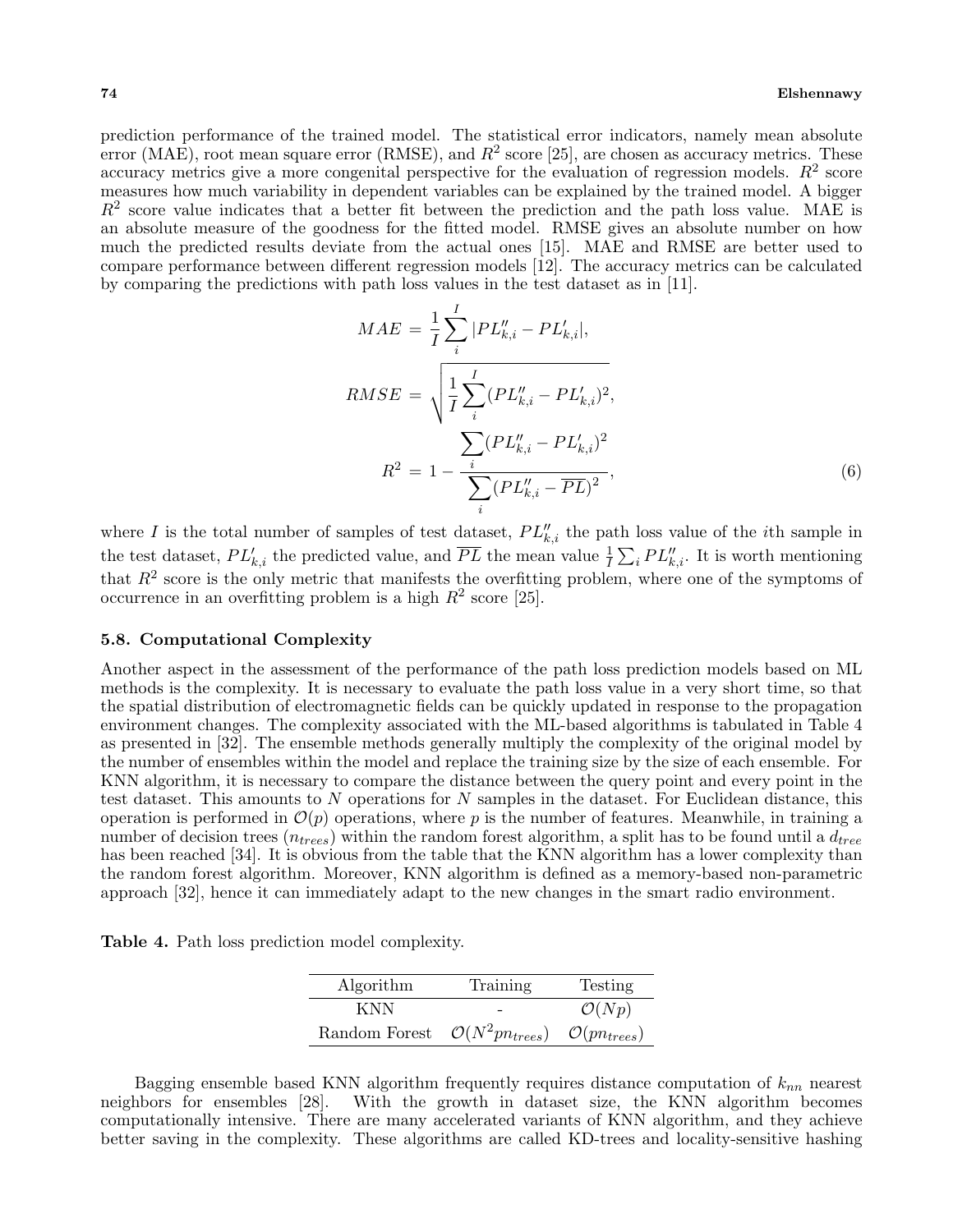prediction performance of the trained model. The statistical error indicators, namely mean absolute error (MAE), root mean square error (RMSE), and $R^2$ score [25], are chosen as accuracy metrics. These accuracy metrics give a more congenital perspective for the evaluation of regression models. $R^2$ score measures how much variability in dependent variables can be explained by the trained model. A bigger $R^2$ score value indicates that a better fit between the prediction and the path loss value. MAE is an absolute measure of the goodness for the fitted model. RMSE gives an absolute number on how much the predicted results deviate from the actual ones [15]. MAE and RMSE are better used to compare performance between different regression models [12]. The accuracy metrics can be calculated by comparing the predictions with path loss values in the test dataset as in [11].

$$
\begin{aligned}
MAE &= \frac{1}{I}\sum_{i}^{I} |PL''_{k,i} - PL'_{k,i}|, \\
RMSE &= \sqrt{\frac{1}{I}\sum_{i}^{I} (PL''_{k,i} - PL'_{k,i})^2}, \\
R^2 &= 1 - \frac{\sum_{i} (PL''_{k,i} - PL'_{k,i})^2}{\sum_{i} (PL''_{k,i} - \overline{PL})^2},
\end{aligned}
\tag{6}
$$

where $I$ is the total number of samples of test dataset, $PL''_{k,i}$ the path loss value of the $i$th sample in the test dataset, $PL'_{k,i}$ the predicted value, and $\overline{PL}$ the mean value $\frac{1}{I}\sum_i PL''_{k,i}$. It is worth mentioning that $R^2$ score is the only metric that manifests the overfitting problem, where one of the symptoms of occurrence in an overfitting problem is a high $R^2$ score [25].

### 5.8. Computational Complexity

Another aspect in the assessment of the performance of the path loss prediction models based on ML methods is the complexity. It is necessary to evaluate the path loss value in a very short time, so that the spatial distribution of electromagnetic fields can be quickly updated in response to the propagation environment changes. The complexity associated with the ML-based algorithms is tabulated in Table 4 as presented in [32]. The ensemble methods generally multiply the complexity of the original model by the number of ensembles within the model and replace the training size by the size of each ensemble. For KNN algorithm, it is necessary to compare the distance between the query point and every point in the test dataset. This amounts to $N$ operations for $N$ samples in the dataset. For Euclidean distance, this operation is performed in $\mathcal{O}(p)$ operations, where $p$ is the number of features. Meanwhile, in training a number of decision trees ($n_{trees}$) within the random forest algorithm, a split has to be found until a $d_{tree}$ has been reached [34]. It is obvious from the table that the KNN algorithm has a lower complexity than the random forest algorithm. Moreover, KNN algorithm is defined as a memory-based non-parametric approach [32], hence it can immediately adapt to the new changes in the smart radio environment.

**Table 4.** Path loss prediction model complexity.

| Algorithm | Training | Testing |
|---|---|---|
| KNN | - | $\mathcal{O}(Np)$ |
| Random Forest | $\mathcal{O}(N^2pn_{trees})$ | $\mathcal{O}(pn_{trees})$ |

Bagging ensemble based KNN algorithm frequently requires distance computation of $k_{nn}$ nearest neighbors for ensembles [28]. With the growth in dataset size, the KNN algorithm becomes computationally intensive. There are many accelerated variants of KNN algorithm, and they achieve better saving in the complexity. These algorithms are called KD-trees and locality-sensitive hashing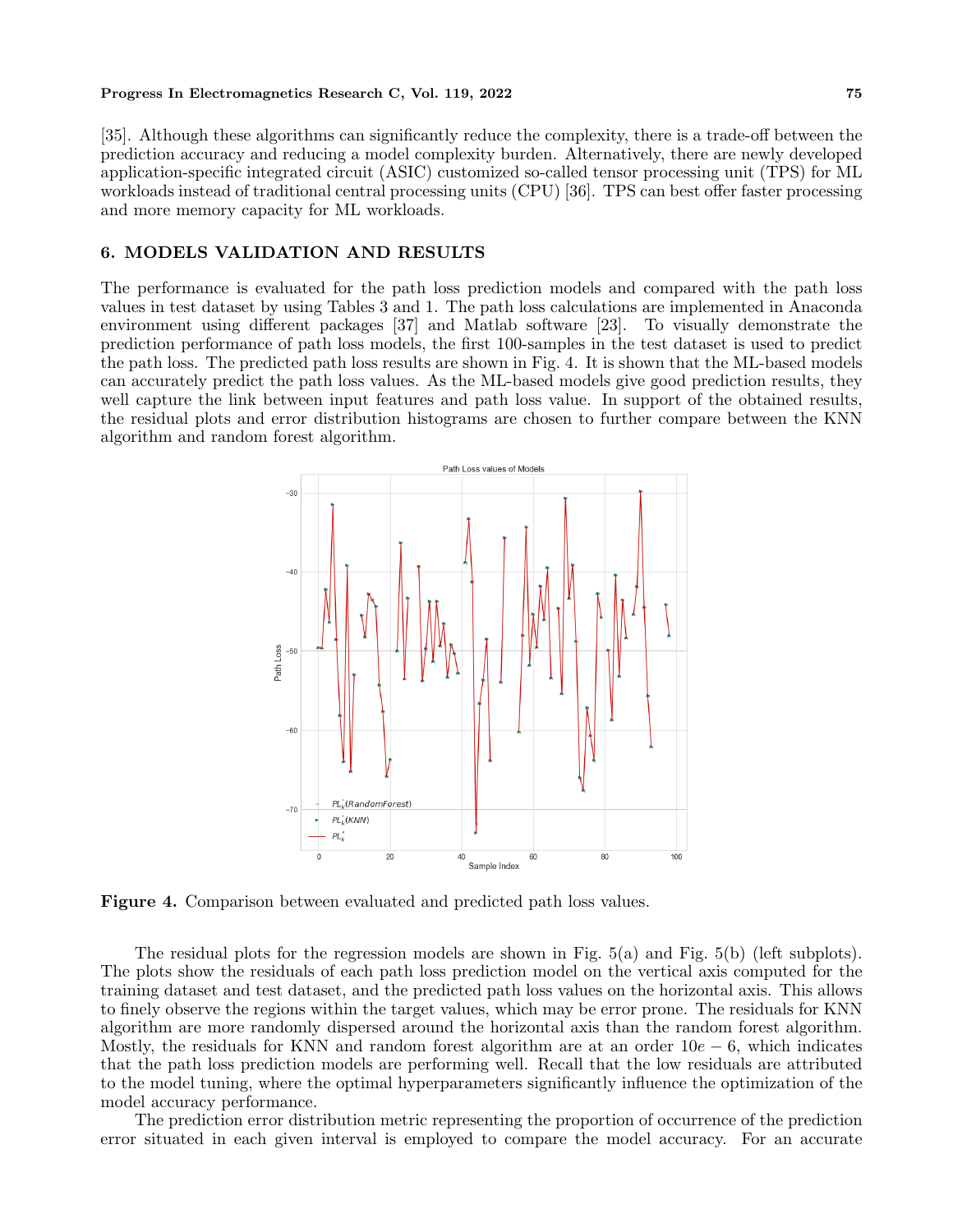[35]. Although these algorithms can significantly reduce the complexity, there is a trade-off between the prediction accuracy and reducing a model complexity burden. Alternatively, there are newly developed application-specific integrated circuit (ASIC) customized so-called tensor processing unit (TPS) for ML workloads instead of traditional central processing units (CPU) [36]. TPS can best offer faster processing and more memory capacity for ML workloads.

## 6. MODELS VALIDATION AND RESULTS

The performance is evaluated for the path loss prediction models and compared with the path loss values in test dataset by using Tables 3 and 1. The path loss calculations are implemented in Anaconda environment using different packages [37] and Matlab software [23]. To visually demonstrate the prediction performance of path loss models, the first 100-samples in the test dataset is used to predict the path loss. The predicted path loss results are shown in Fig. 4. It is shown that the ML-based models can accurately predict the path loss values. As the ML-based models give good prediction results, they well capture the link between input features and path loss value. In support of the obtained results, the residual plots and error distribution histograms are chosen to further compare between the KNN algorithm and random forest algorithm.

**Figure 4.** Comparison between evaluated and predicted path loss values.

The residual plots for the regression models are shown in Fig. 5(a) and Fig. 5(b) (left subplots). The plots show the residuals of each path loss prediction model on the vertical axis computed for the training dataset and test dataset, and the predicted path loss values on the horizontal axis. This allows to finely observe the regions within the target values, which may be error prone. The residuals for KNN algorithm are more randomly dispersed around the horizontal axis than the random forest algorithm. Mostly, the residuals for KNN and random forest algorithm are at an order $10e-6$, which indicates that the path loss prediction models are performing well. Recall that the low residuals are attributed to the model tuning, where the optimal hyperparameters significantly influence the optimization of the model accuracy performance.

The prediction error distribution metric representing the proportion of occurrence of the prediction error situated in each given interval is employed to compare the model accuracy. For an accurate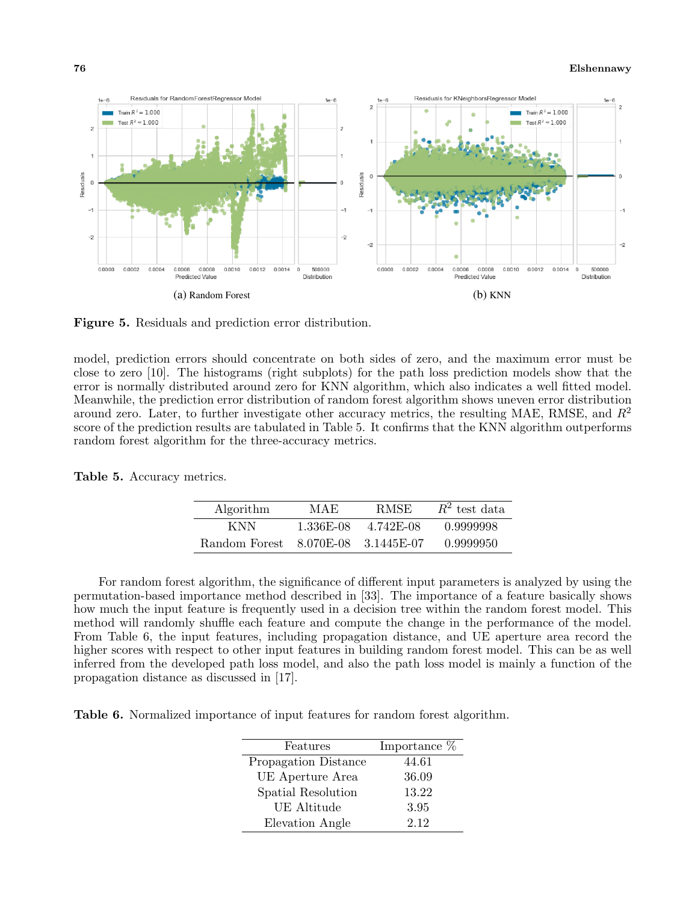(a) Random Forest

(b) KNN

**Figure 5.** Residuals and prediction error distribution.

model, prediction errors should concentrate on both sides of zero, and the maximum error must be close to zero [10]. The histograms (right subplots) for the path loss prediction models show that the error is normally distributed around zero for KNN algorithm, which also indicates a well fitted model. Meanwhile, the prediction error distribution of random forest algorithm shows uneven error distribution around zero. Later, to further investigate other accuracy metrics, the resulting MAE, RMSE, and $R^2$ score of the prediction results are tabulated in Table 5. It confirms that the KNN algorithm outperforms random forest algorithm for the three-accuracy metrics.

**Table 5.** Accuracy metrics.

| Algorithm | MAE | RMSE | $R^2$ test data |
|---|---|---|---|
| KNN | 1.336E-08 | 4.742E-08 | 0.9999998 |
| Random Forest | 8.070E-08 | 3.1445E-07 | 0.9999950 |

For random forest algorithm, the significance of different input parameters is analyzed by using the permutation-based importance method described in [33]. The importance of a feature basically shows how much the input feature is frequently used in a decision tree within the random forest model. This method will randomly shuffle each feature and compute the change in the performance of the model. From Table 6, the input features, including propagation distance, and UE aperture area record the higher scores with respect to other input features in building random forest model. This can be as well inferred from the developed path loss model, and also the path loss model is mainly a function of the propagation distance as discussed in [17].

**Table 6.** Normalized importance of input features for random forest algorithm.

| Features | Importance % |
|---|---|
| Propagation Distance | 44.61 |
| UE Aperture Area | 36.09 |
| Spatial Resolution | 13.22 |
| UE Altitude | 3.95 |
| Elevation Angle | 2.12 |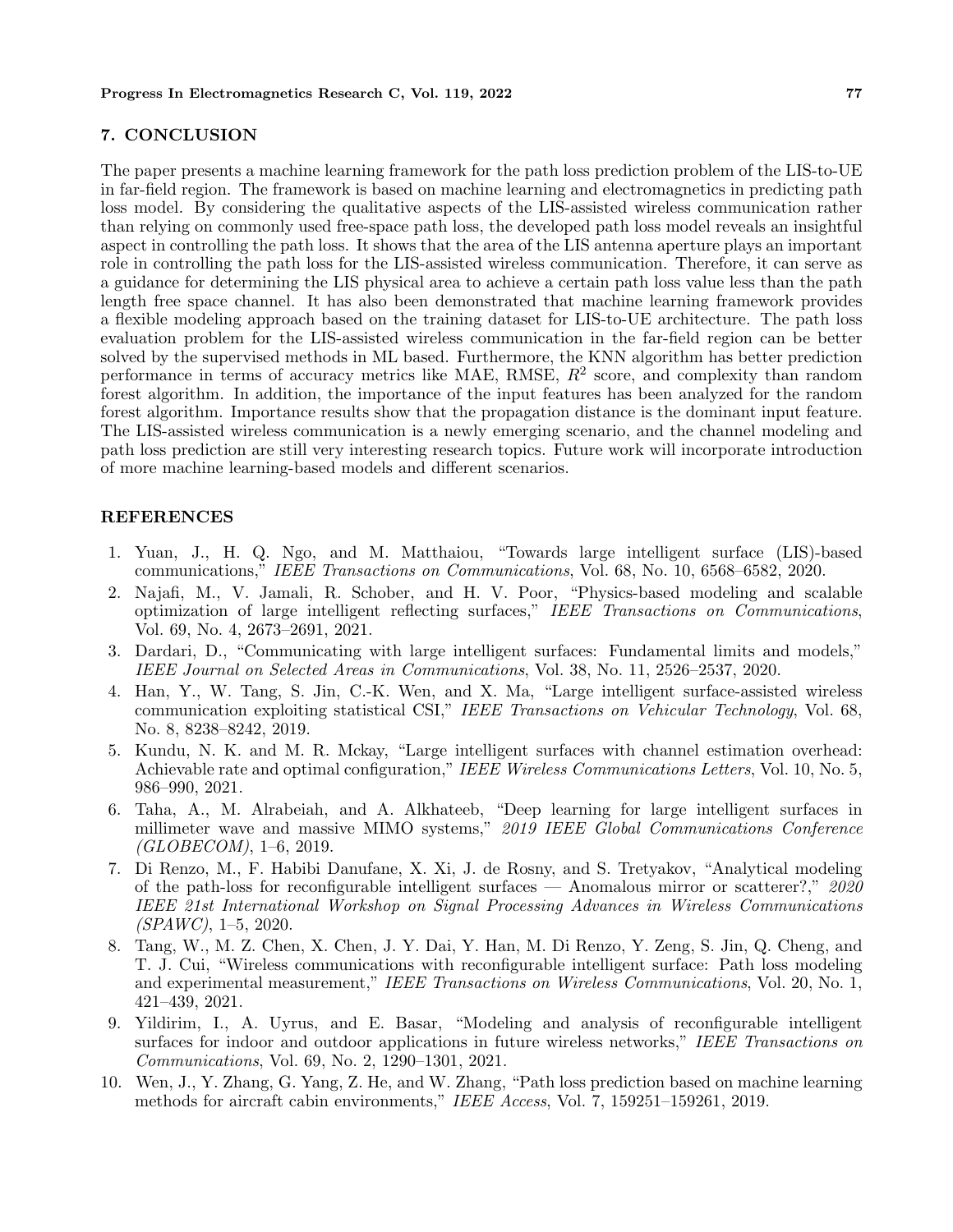## 7. CONCLUSION

The paper presents a machine learning framework for the path loss prediction problem of the LIS-to-UE in far-field region. The framework is based on machine learning and electromagnetics in predicting path loss model. By considering the qualitative aspects of the LIS-assisted wireless communication rather than relying on commonly used free-space path loss, the developed path loss model reveals an insightful aspect in controlling the path loss. It shows that the area of the LIS antenna aperture plays an important role in controlling the path loss for the LIS-assisted wireless communication. Therefore, it can serve as a guidance for determining the LIS physical area to achieve a certain path loss value less than the path length free space channel. It has also been demonstrated that machine learning framework provides a flexible modeling approach based on the training dataset for LIS-to-UE architecture. The path loss evaluation problem for the LIS-assisted wireless communication in the far-field region can be better solved by the supervised methods in ML based. Furthermore, the KNN algorithm has better prediction performance in terms of accuracy metrics like MAE, RMSE, $R^2$ score, and complexity than random forest algorithm. In addition, the importance of the input features has been analyzed for the random forest algorithm. Importance results show that the propagation distance is the dominant input feature. The LIS-assisted wireless communication is a newly emerging scenario, and the channel modeling and path loss prediction are still very interesting research topics. Future work will incorporate introduction of more machine learning-based models and different scenarios.

## REFERENCES

1. Yuan, J., H. Q. Ngo, and M. Matthaiou, "Towards large intelligent surface (LIS)-based communications," *IEEE Transactions on Communications*, Vol. 68, No. 10, 6568–6582, 2020.
2. Najafi, M., V. Jamali, R. Schober, and H. V. Poor, "Physics-based modeling and scalable optimization of large intelligent reflecting surfaces," *IEEE Transactions on Communications*, Vol. 69, No. 4, 2673–2691, 2021.
3. Dardari, D., "Communicating with large intelligent surfaces: Fundamental limits and models," *IEEE Journal on Selected Areas in Communications*, Vol. 38, No. 11, 2526–2537, 2020.
4. Han, Y., W. Tang, S. Jin, C.-K. Wen, and X. Ma, "Large intelligent surface-assisted wireless communication exploiting statistical CSI," *IEEE Transactions on Vehicular Technology*, Vol. 68, No. 8, 8238–8242, 2019.
5. Kundu, N. K. and M. R. Mckay, "Large intelligent surfaces with channel estimation overhead: Achievable rate and optimal configuration," *IEEE Wireless Communications Letters*, Vol. 10, No. 5, 986–990, 2021.
6. Taha, A., M. Alrabeiah, and A. Alkhateeb, "Deep learning for large intelligent surfaces in millimeter wave and massive MIMO systems," *2019 IEEE Global Communications Conference (GLOBECOM)*, 1–6, 2019.
7. Di Renzo, M., F. Habibi Danufane, X. Xi, J. de Rosny, and S. Tretyakov, "Analytical modeling of the path-loss for reconfigurable intelligent surfaces — Anomalous mirror or scatterer?," *2020 IEEE 21st International Workshop on Signal Processing Advances in Wireless Communications (SPAWC)*, 1–5, 2020.
8. Tang, W., M. Z. Chen, X. Chen, J. Y. Dai, Y. Han, M. Di Renzo, Y. Zeng, S. Jin, Q. Cheng, and T. J. Cui, "Wireless communications with reconfigurable intelligent surface: Path loss modeling and experimental measurement," *IEEE Transactions on Wireless Communications*, Vol. 20, No. 1, 421–439, 2021.
9. Yildirim, I., A. Uyrus, and E. Basar, "Modeling and analysis of reconfigurable intelligent surfaces for indoor and outdoor applications in future wireless networks," *IEEE Transactions on Communications*, Vol. 69, No. 2, 1290–1301, 2021.
10. Wen, J., Y. Zhang, G. Yang, Z. He, and W. Zhang, "Path loss prediction based on machine learning methods for aircraft cabin environments," *IEEE Access*, Vol. 7, 159251–159261, 2019.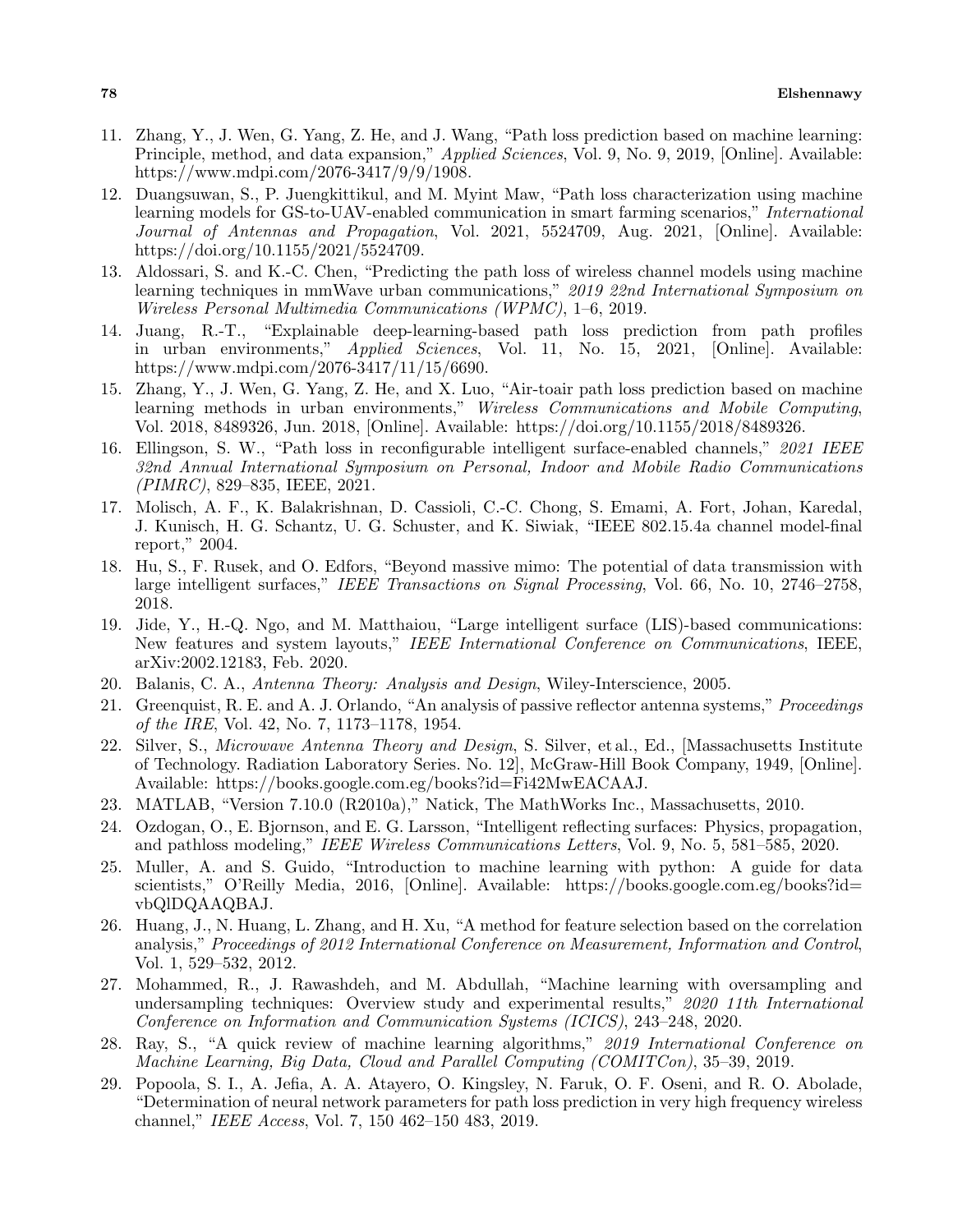11. Zhang, Y., J. Wen, G. Yang, Z. He, and J. Wang, "Path loss prediction based on machine learning: Principle, method, and data expansion," *Applied Sciences*, Vol. 9, No. 9, 2019, [Online]. Available: https://www.mdpi.com/2076-3417/9/9/1908.
12. Duangsuwan, S., P. Juengkittikul, and M. Myint Maw, "Path loss characterization using machine learning models for GS-to-UAV-enabled communication in smart farming scenarios," *International Journal of Antennas and Propagation*, Vol. 2021, 5524709, Aug. 2021, [Online]. Available: https://doi.org/10.1155/2021/5524709.
13. Aldossari, S. and K.-C. Chen, "Predicting the path loss of wireless channel models using machine learning techniques in mmWave urban communications," *2019 22nd International Symposium on Wireless Personal Multimedia Communications (WPMC)*, 1–6, 2019.
14. Juang, R.-T., "Explainable deep-learning-based path loss prediction from path profiles in urban environments," *Applied Sciences*, Vol. 11, No. 15, 2021, [Online]. Available: https://www.mdpi.com/2076-3417/11/15/6690.
15. Zhang, Y., J. Wen, G. Yang, Z. He, and X. Luo, "Air-toair path loss prediction based on machine learning methods in urban environments," *Wireless Communications and Mobile Computing*, Vol. 2018, 8489326, Jun. 2018, [Online]. Available: https://doi.org/10.1155/2018/8489326.
16. Ellingson, S. W., "Path loss in reconfigurable intelligent surface-enabled channels," *2021 IEEE 32nd Annual International Symposium on Personal, Indoor and Mobile Radio Communications (PIMRC)*, 829–835, IEEE, 2021.
17. Molisch, A. F., K. Balakrishnan, D. Cassioli, C.-C. Chong, S. Emami, A. Fort, Johan, Karedal, J. Kunisch, H. G. Schantz, U. G. Schuster, and K. Siwiak, "IEEE 802.15.4a channel model-final report," 2004.
18. Hu, S., F. Rusek, and O. Edfors, "Beyond massive mimo: The potential of data transmission with large intelligent surfaces," *IEEE Transactions on Signal Processing*, Vol. 66, No. 10, 2746–2758, 2018.
19. Jide, Y., H.-Q. Ngo, and M. Matthaiou, "Large intelligent surface (LIS)-based communications: New features and system layouts," *IEEE International Conference on Communications*, IEEE, arXiv:2002.12183, Feb. 2020.
20. Balanis, C. A., *Antenna Theory: Analysis and Design*, Wiley-Interscience, 2005.
21. Greenquist, R. E. and A. J. Orlando, "An analysis of passive reflector antenna systems," *Proceedings of the IRE*, Vol. 42, No. 7, 1173–1178, 1954.
22. Silver, S., *Microwave Antenna Theory and Design*, S. Silver, et al., Ed., [Massachusetts Institute of Technology. Radiation Laboratory Series. No. 12], McGraw-Hill Book Company, 1949, [Online]. Available: https://books.google.com.eg/books?id=Fi42MwEACAAJ.
23. MATLAB, "Version 7.10.0 (R2010a)," Natick, The MathWorks Inc., Massachusetts, 2010.
24. Ozdogan, O., E. Bjornson, and E. G. Larsson, "Intelligent reflecting surfaces: Physics, propagation, and pathloss modeling," *IEEE Wireless Communications Letters*, Vol. 9, No. 5, 581–585, 2020.
25. Muller, A. and S. Guido, "Introduction to machine learning with python: A guide for data scientists," O'Reilly Media, 2016, [Online]. Available: https://books.google.com.eg/books?id=vbQlDQAAQBAJ.
26. Huang, J., N. Huang, L. Zhang, and H. Xu, "A method for feature selection based on the correlation analysis," *Proceedings of 2012 International Conference on Measurement, Information and Control*, Vol. 1, 529–532, 2012.
27. Mohammed, R., J. Rawashdeh, and M. Abdullah, "Machine learning with oversampling and undersampling techniques: Overview study and experimental results," *2020 11th International Conference on Information and Communication Systems (ICICS)*, 243–248, 2020.
28. Ray, S., "A quick review of machine learning algorithms," *2019 International Conference on Machine Learning, Big Data, Cloud and Parallel Computing (COMITCon)*, 35–39, 2019.
29. Popoola, S. I., A. Jefia, A. A. Atayero, O. Kingsley, N. Faruk, O. F. Oseni, and R. O. Abolade, "Determination of neural network parameters for path loss prediction in very high frequency wireless channel," *IEEE Access*, Vol. 7, 150 462–150 483, 2019.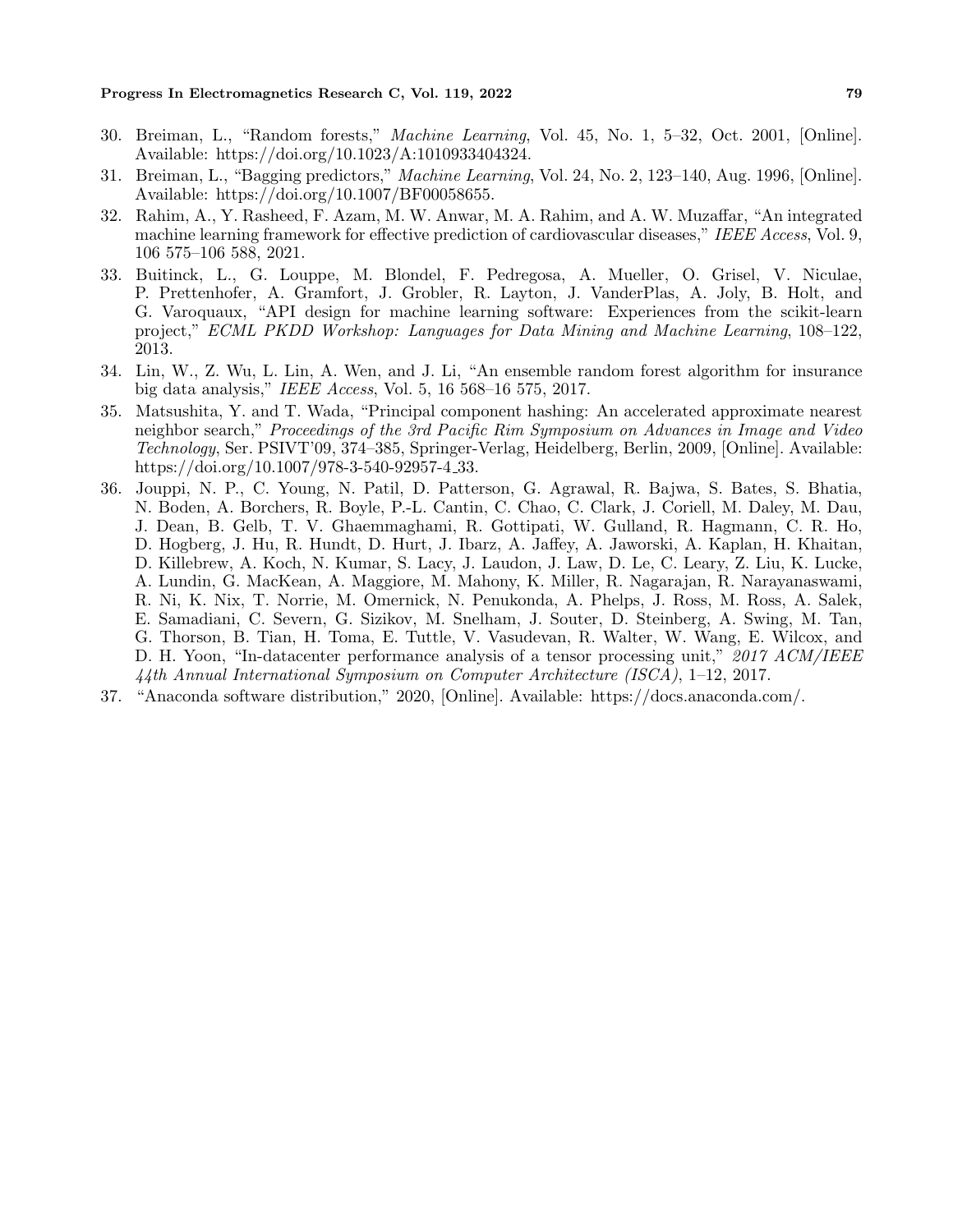30. Breiman, L., "Random forests," *Machine Learning*, Vol. 45, No. 1, 5–32, Oct. 2001, [Online]. Available: https://doi.org/10.1023/A:1010933404324.
31. Breiman, L., "Bagging predictors," *Machine Learning*, Vol. 24, No. 2, 123–140, Aug. 1996, [Online]. Available: https://doi.org/10.1007/BF00058655.
32. Rahim, A., Y. Rasheed, F. Azam, M. W. Anwar, M. A. Rahim, and A. W. Muzaffar, "An integrated machine learning framework for effective prediction of cardiovascular diseases," *IEEE Access*, Vol. 9, 106 575–106 588, 2021.
33. Buitinck, L., G. Louppe, M. Blondel, F. Pedregosa, A. Mueller, O. Grisel, V. Niculae, P. Prettenhofer, A. Gramfort, J. Grobler, R. Layton, J. VanderPlas, A. Joly, B. Holt, and G. Varoquaux, "API design for machine learning software: Experiences from the scikit-learn project," *ECML PKDD Workshop: Languages for Data Mining and Machine Learning*, 108–122, 2013.
34. Lin, W., Z. Wu, L. Lin, A. Wen, and J. Li, "An ensemble random forest algorithm for insurance big data analysis," *IEEE Access*, Vol. 5, 16 568–16 575, 2017.
35. Matsushita, Y. and T. Wada, "Principal component hashing: An accelerated approximate nearest neighbor search," *Proceedings of the 3rd Pacific Rim Symposium on Advances in Image and Video Technology*, Ser. PSIVT'09, 374–385, Springer-Verlag, Heidelberg, Berlin, 2009, [Online]. Available: https://doi.org/10.1007/978-3-540-92957-4_33.
36. Jouppi, N. P., C. Young, N. Patil, D. Patterson, G. Agrawal, R. Bajwa, S. Bates, S. Bhatia, N. Boden, A. Borchers, R. Boyle, P.-L. Cantin, C. Chao, C. Clark, J. Coriell, M. Daley, M. Dau, J. Dean, B. Gelb, T. V. Ghaemmaghami, R. Gottipati, W. Gulland, R. Hagmann, C. R. Ho, D. Hogberg, J. Hu, R. Hundt, D. Hurt, J. Ibarz, A. Jaffey, A. Jaworski, A. Kaplan, H. Khaitan, D. Killebrew, A. Koch, N. Kumar, S. Lacy, J. Laudon, J. Law, D. Le, C. Leary, Z. Liu, K. Lucke, A. Lundin, G. MacKean, A. Maggiore, M. Mahony, K. Miller, R. Nagarajan, R. Narayanaswami, R. Ni, K. Nix, T. Norrie, M. Omernick, N. Penukonda, A. Phelps, J. Ross, M. Ross, A. Salek, E. Samadiani, C. Severn, G. Sizikov, M. Snelham, J. Souter, D. Steinberg, A. Swing, M. Tan, G. Thorson, B. Tian, H. Toma, E. Tuttle, V. Vasudevan, R. Walter, W. Wang, E. Wilcox, and D. H. Yoon, "In-datacenter performance analysis of a tensor processing unit," *2017 ACM/IEEE 44th Annual International Symposium on Computer Architecture (ISCA)*, 1–12, 2017.
37. "Anaconda software distribution," 2020, [Online]. Available: https://docs.anaconda.com/.